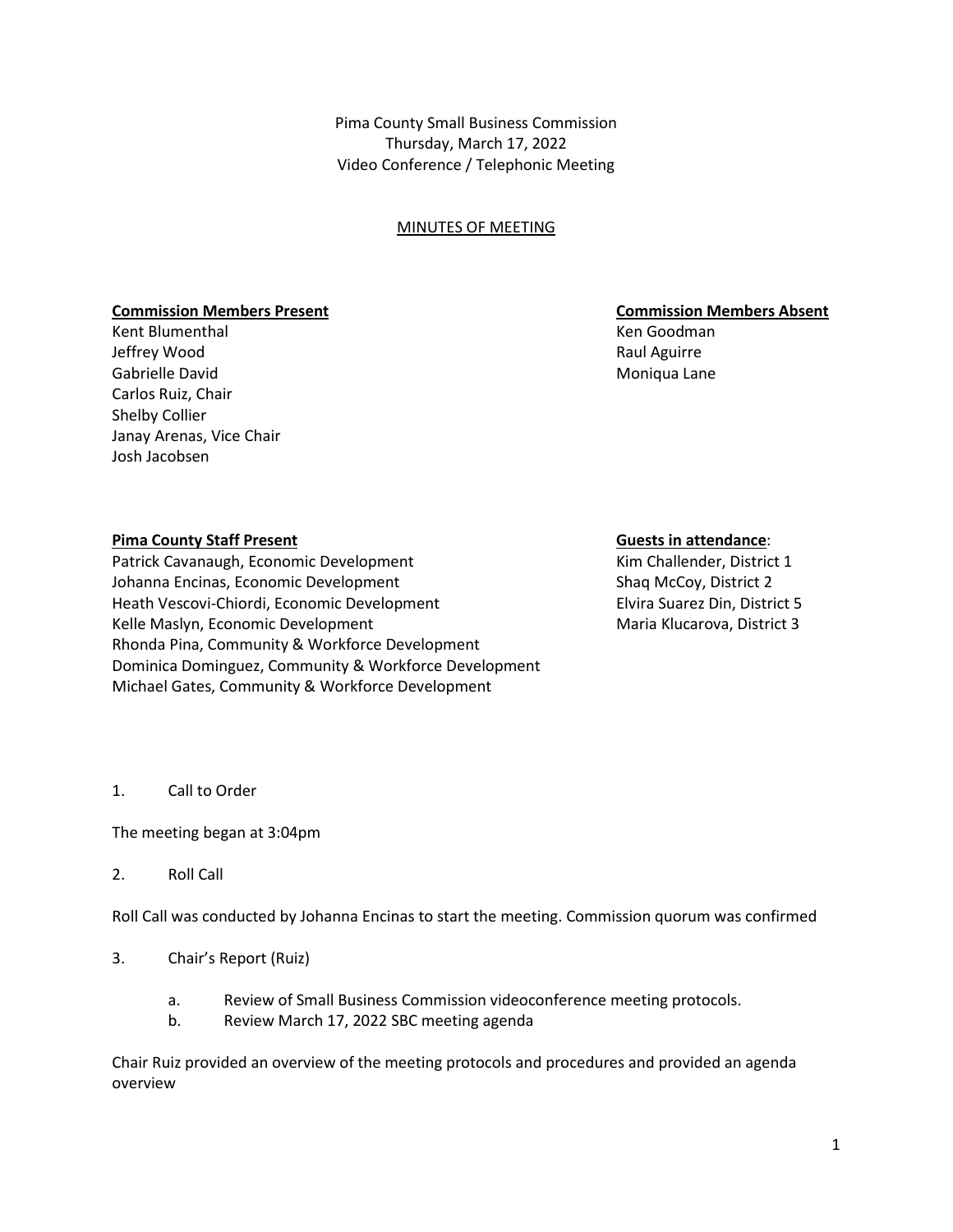Pima County Small Business Commission
Thursday, March 17, 2022
Video Conference / Telephonic Meeting

MINUTES OF MEETING

**Commission Members Present**
Kent Blumenthal
Jeffrey Wood
Gabrielle David
Carlos Ruiz, Chair
Shelby Collier
Janay Arenas, Vice Chair
Josh Jacobsen

**Commission Members Absent**
Ken Goodman
Raul Aguirre
Moniqua Lane

**Pima County Staff Present**
Patrick Cavanaugh, Economic Development
Johanna Encinas, Economic Development
Heath Vescovi-Chiordi, Economic Development
Kelle Maslyn, Economic Development
Rhonda Pina, Community & Workforce Development
Dominica Dominguez, Community & Workforce Development
Michael Gates, Community & Workforce Development

**Guests in attendance**:
Kim Challender, District 1
Shaq McCoy, District 2
Elvira Suarez Din, District 5
Maria Klucarova, District 3

1. Call to Order

The meeting began at 3:04pm

2. Roll Call

Roll Call was conducted by Johanna Encinas to start the meeting. Commission quorum was confirmed

3. Chair's Report (Ruiz)

   a. Review of Small Business Commission videoconference meeting protocols.
   b. Review March 17, 2022 SBC meeting agenda

Chair Ruiz provided an overview of the meeting protocols and procedures and provided an agenda overview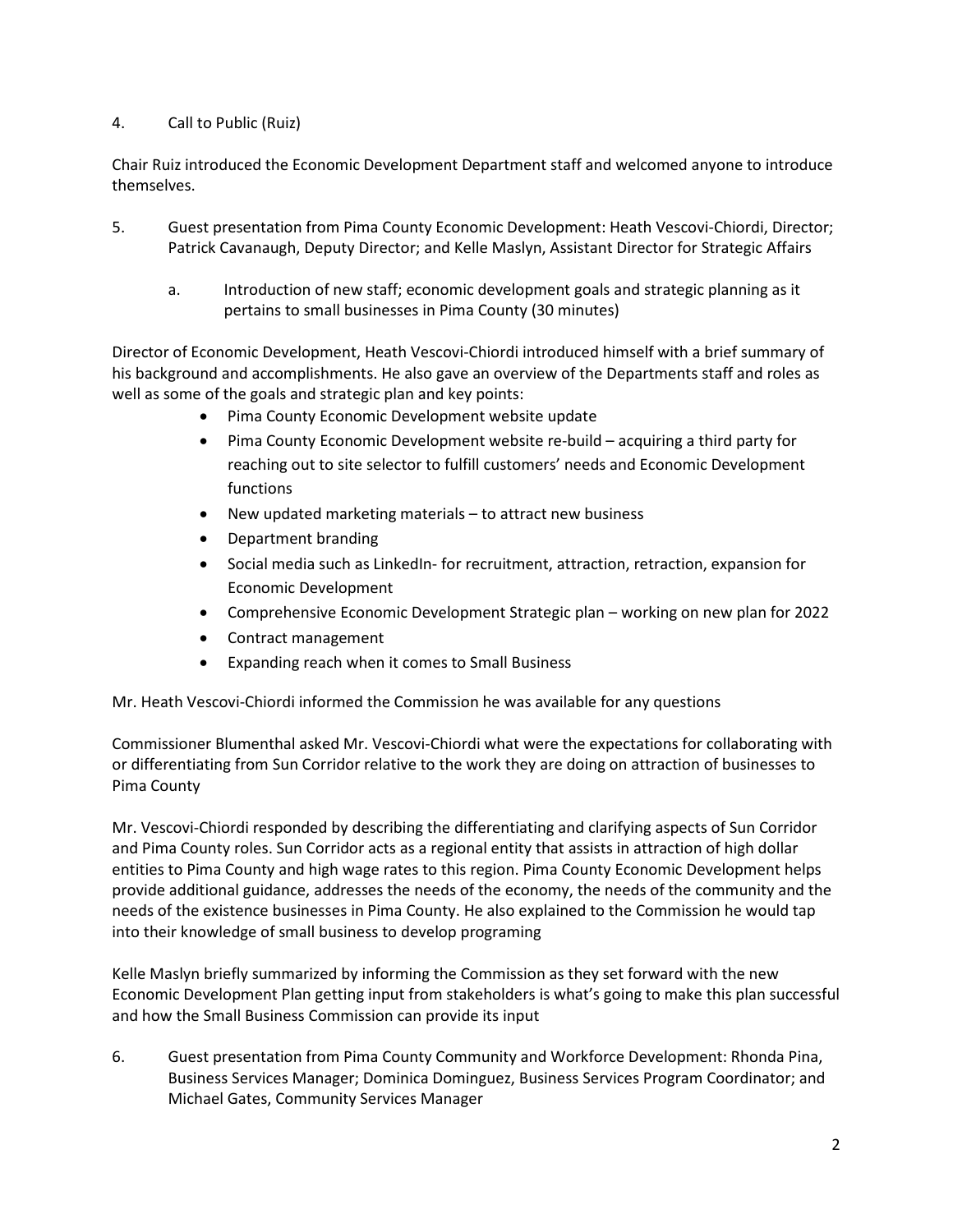4. Call to Public (Ruiz)

Chair Ruiz introduced the Economic Development Department staff and welcomed anyone to introduce themselves.

5. Guest presentation from Pima County Economic Development: Heath Vescovi-Chiordi, Director; Patrick Cavanaugh, Deputy Director; and Kelle Maslyn, Assistant Director for Strategic Affairs

   a. Introduction of new staff; economic development goals and strategic planning as it pertains to small businesses in Pima County (30 minutes)

Director of Economic Development, Heath Vescovi-Chiordi introduced himself with a brief summary of his background and accomplishments. He also gave an overview of the Departments staff and roles as well as some of the goals and strategic plan and key points:

- Pima County Economic Development website update
- Pima County Economic Development website re-build – acquiring a third party for reaching out to site selector to fulfill customers' needs and Economic Development functions
- New updated marketing materials – to attract new business
- Department branding
- Social media such as LinkedIn- for recruitment, attraction, retraction, expansion for Economic Development
- Comprehensive Economic Development Strategic plan – working on new plan for 2022
- Contract management
- Expanding reach when it comes to Small Business

Mr. Heath Vescovi-Chiordi informed the Commission he was available for any questions

Commissioner Blumenthal asked Mr. Vescovi-Chiordi what were the expectations for collaborating with or differentiating from Sun Corridor relative to the work they are doing on attraction of businesses to Pima County

Mr. Vescovi-Chiordi responded by describing the differentiating and clarifying aspects of Sun Corridor and Pima County roles. Sun Corridor acts as a regional entity that assists in attraction of high dollar entities to Pima County and high wage rates to this region. Pima County Economic Development helps provide additional guidance, addresses the needs of the economy, the needs of the community and the needs of the existence businesses in Pima County. He also explained to the Commission he would tap into their knowledge of small business to develop programing

Kelle Maslyn briefly summarized by informing the Commission as they set forward with the new Economic Development Plan getting input from stakeholders is what's going to make this plan successful and how the Small Business Commission can provide its input

6. Guest presentation from Pima County Community and Workforce Development: Rhonda Pina, Business Services Manager; Dominica Dominguez, Business Services Program Coordinator; and Michael Gates, Community Services Manager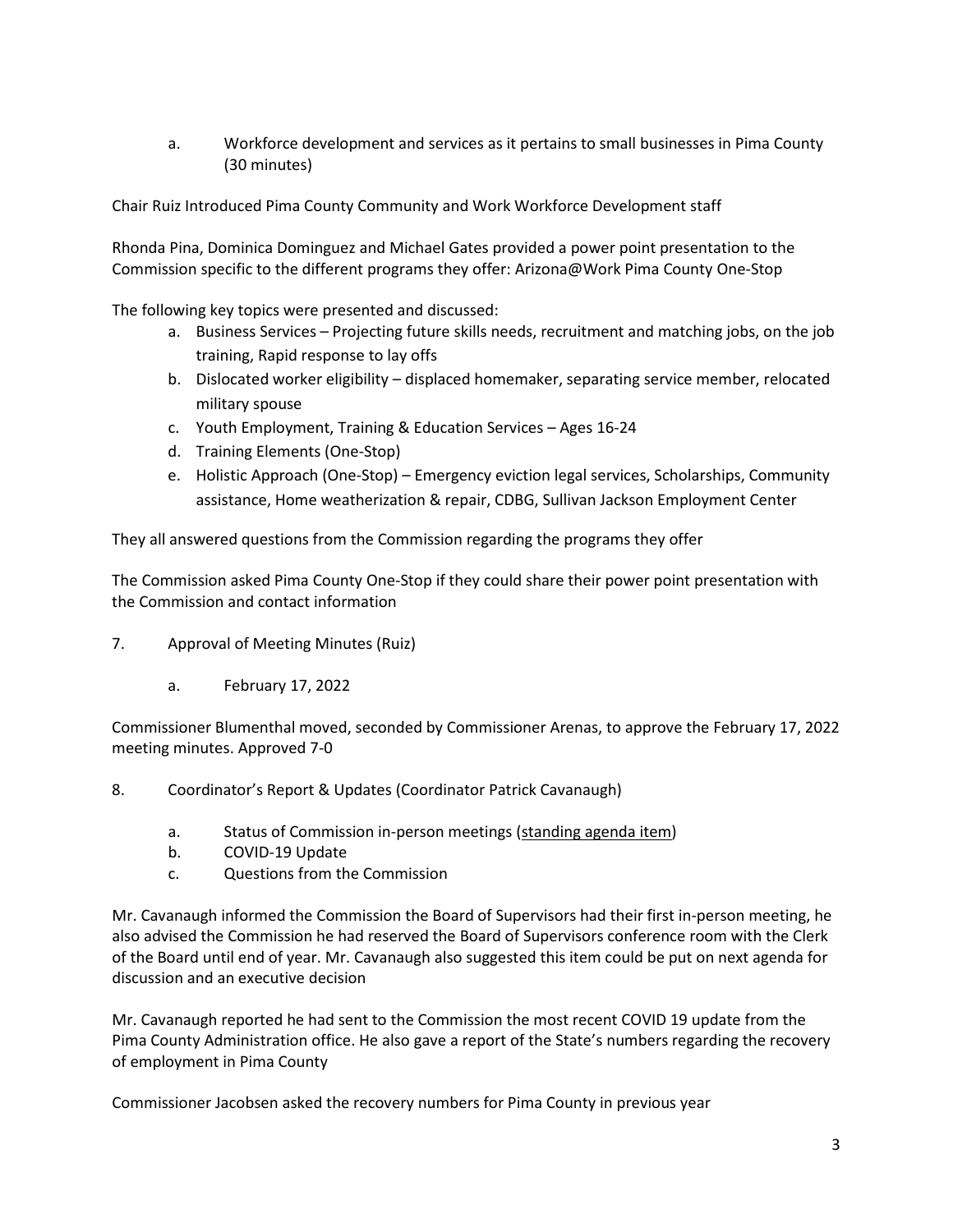a. Workforce development and services as it pertains to small businesses in Pima County (30 minutes)

Chair Ruiz Introduced Pima County Community and Work Workforce Development staff

Rhonda Pina, Dominica Dominguez and Michael Gates provided a power point presentation to the Commission specific to the different programs they offer: Arizona@Work Pima County One-Stop

The following key topics were presented and discussed:

a. Business Services – Projecting future skills needs, recruitment and matching jobs, on the job training, Rapid response to lay offs
b. Dislocated worker eligibility – displaced homemaker, separating service member, relocated military spouse
c. Youth Employment, Training & Education Services – Ages 16-24
d. Training Elements (One-Stop)
e. Holistic Approach (One-Stop) – Emergency eviction legal services, Scholarships, Community assistance, Home weatherization & repair, CDBG, Sullivan Jackson Employment Center

They all answered questions from the Commission regarding the programs they offer

The Commission asked Pima County One-Stop if they could share their power point presentation with the Commission and contact information

7. Approval of Meeting Minutes (Ruiz)

   a. February 17, 2022

Commissioner Blumenthal moved, seconded by Commissioner Arenas, to approve the February 17, 2022 meeting minutes. Approved 7-0

8. Coordinator's Report & Updates (Coordinator Patrick Cavanaugh)

   a. Status of Commission in-person meetings (standing agenda item)
   b. COVID-19 Update
   c. Questions from the Commission

Mr. Cavanaugh informed the Commission the Board of Supervisors had their first in-person meeting, he also advised the Commission he had reserved the Board of Supervisors conference room with the Clerk of the Board until end of year. Mr. Cavanaugh also suggested this item could be put on next agenda for discussion and an executive decision

Mr. Cavanaugh reported he had sent to the Commission the most recent COVID 19 update from the Pima County Administration office. He also gave a report of the State's numbers regarding the recovery of employment in Pima County

Commissioner Jacobsen asked the recovery numbers for Pima County in previous year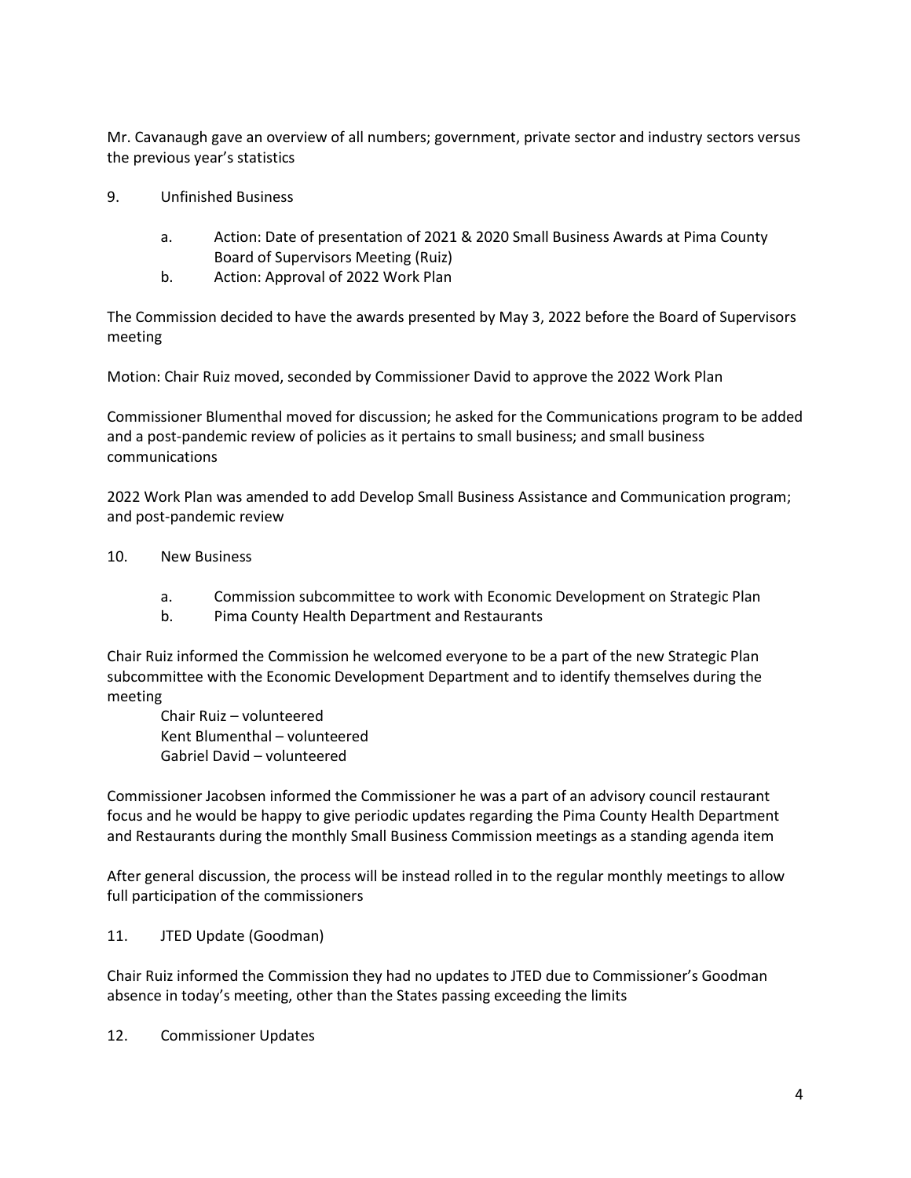Mr. Cavanaugh gave an overview of all numbers; government, private sector and industry sectors versus the previous year's statistics

9. Unfinished Business

   a. Action: Date of presentation of 2021 & 2020 Small Business Awards at Pima County Board of Supervisors Meeting (Ruiz)
   b. Action: Approval of 2022 Work Plan

The Commission decided to have the awards presented by May 3, 2022 before the Board of Supervisors meeting

Motion: Chair Ruiz moved, seconded by Commissioner David to approve the 2022 Work Plan

Commissioner Blumenthal moved for discussion; he asked for the Communications program to be added and a post-pandemic review of policies as it pertains to small business; and small business communications

2022 Work Plan was amended to add Develop Small Business Assistance and Communication program; and post-pandemic review

10. New Business

   a. Commission subcommittee to work with Economic Development on Strategic Plan
   b. Pima County Health Department and Restaurants

Chair Ruiz informed the Commission he welcomed everyone to be a part of the new Strategic Plan subcommittee with the Economic Development Department and to identify themselves during the meeting

Chair Ruiz – volunteered
Kent Blumenthal – volunteered
Gabriel David – volunteered

Commissioner Jacobsen informed the Commissioner he was a part of an advisory council restaurant focus and he would be happy to give periodic updates regarding the Pima County Health Department and Restaurants during the monthly Small Business Commission meetings as a standing agenda item

After general discussion, the process will be instead rolled in to the regular monthly meetings to allow full participation of the commissioners

11. JTED Update (Goodman)

Chair Ruiz informed the Commission they had no updates to JTED due to Commissioner's Goodman absence in today's meeting, other than the States passing exceeding the limits

12. Commissioner Updates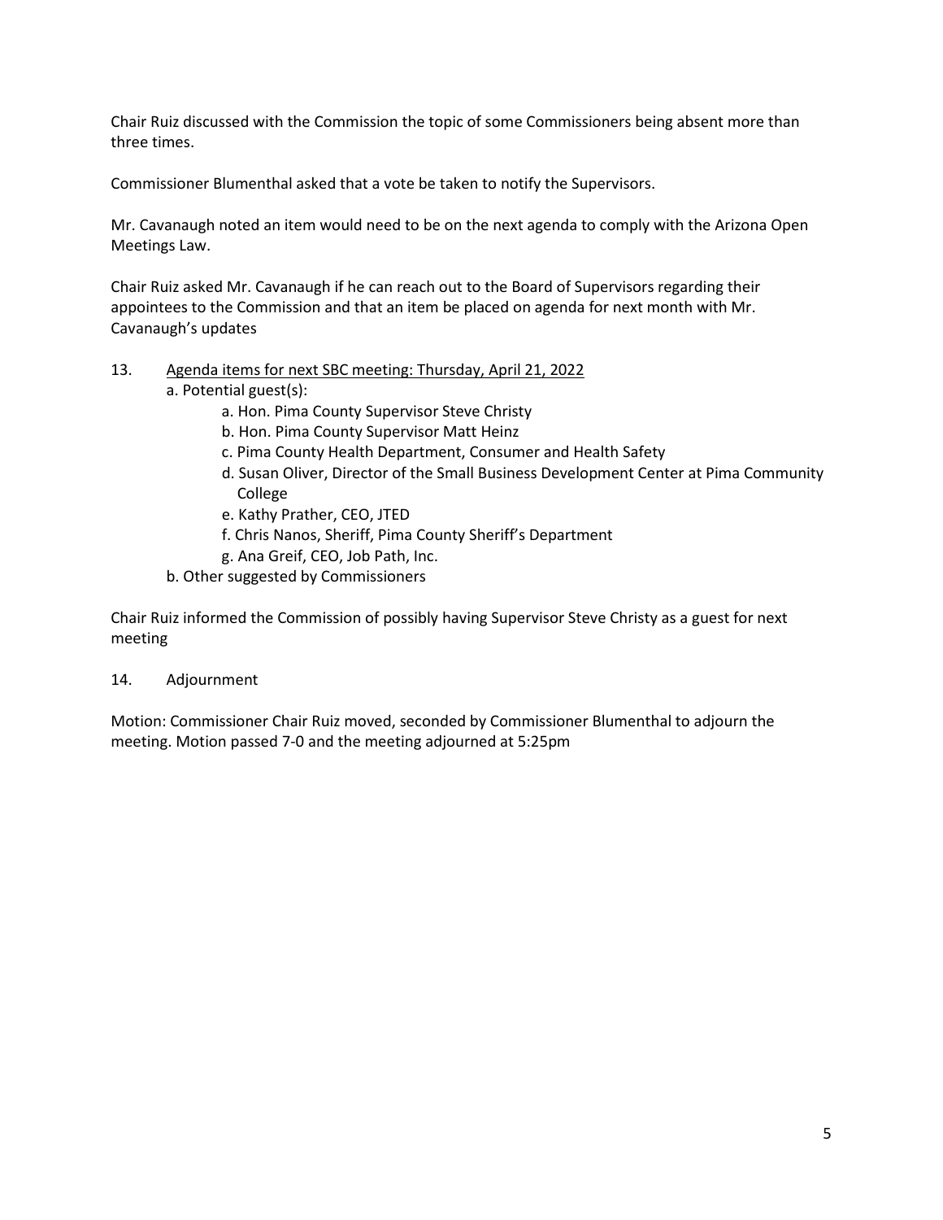Chair Ruiz discussed with the Commission the topic of some Commissioners being absent more than three times.

Commissioner Blumenthal asked that a vote be taken to notify the Supervisors.

Mr. Cavanaugh noted an item would need to be on the next agenda to comply with the Arizona Open Meetings Law.

Chair Ruiz asked Mr. Cavanaugh if he can reach out to the Board of Supervisors regarding their appointees to the Commission and that an item be placed on agenda for next month with Mr. Cavanaugh's updates

13. Agenda items for next SBC meeting: Thursday, April 21, 2022
    a. Potential guest(s):
        a. Hon. Pima County Supervisor Steve Christy
        b. Hon. Pima County Supervisor Matt Heinz
        c. Pima County Health Department, Consumer and Health Safety
        d. Susan Oliver, Director of the Small Business Development Center at Pima Community College
        e. Kathy Prather, CEO, JTED
        f. Chris Nanos, Sheriff, Pima County Sheriff's Department
        g. Ana Greif, CEO, Job Path, Inc.
    b. Other suggested by Commissioners

Chair Ruiz informed the Commission of possibly having Supervisor Steve Christy as a guest for next meeting

14. Adjournment

Motion: Commissioner Chair Ruiz moved, seconded by Commissioner Blumenthal to adjourn the meeting. Motion passed 7-0 and the meeting adjourned at 5:25pm